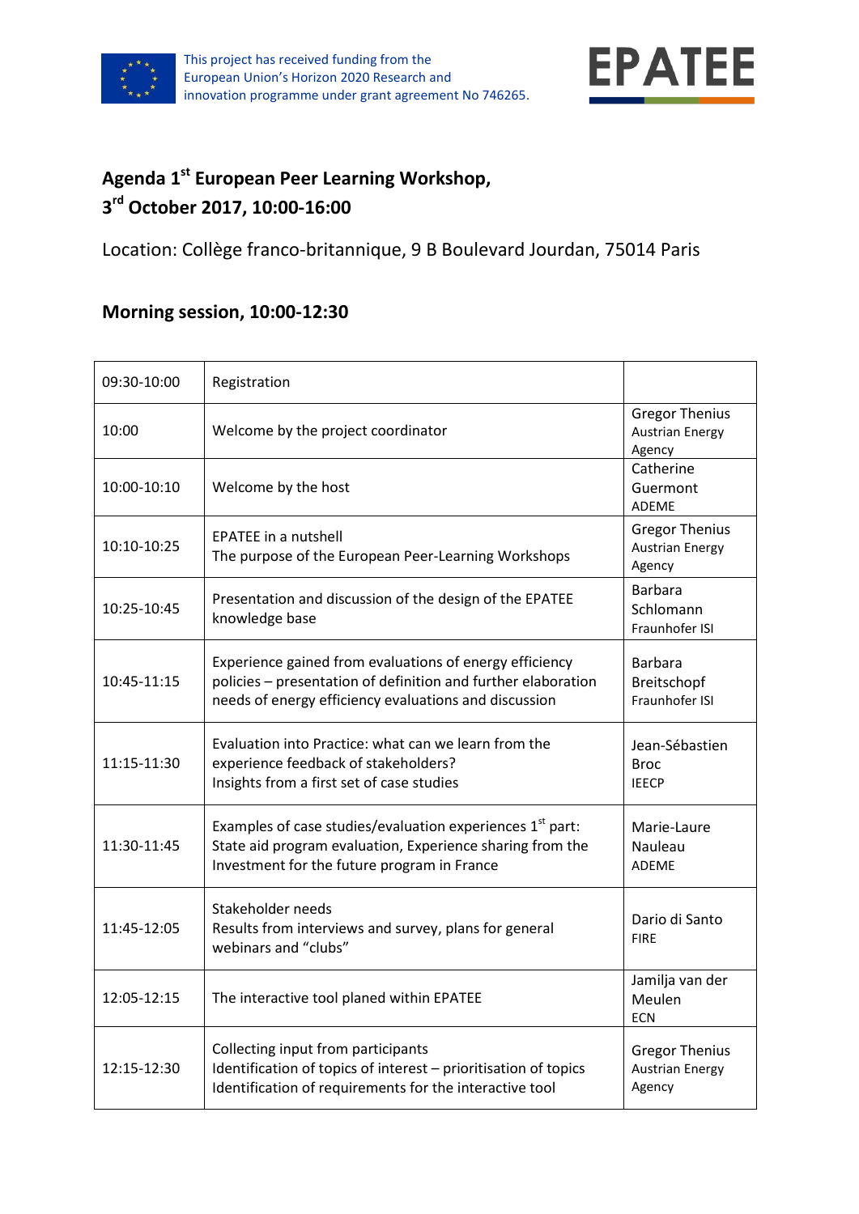This project has received funding from the European Union's Horizon 2020 Research and innovation programme under grant agreement No 746265.

EPATEE

## Agenda 1st European Peer Learning Workshop, 3rd October 2017, 10:00-16:00

Location: Collège franco-britannique, 9 B Boulevard Jourdan, 75014 Paris

### Morning session, 10:00-12:30

| | | |
|---|---|---|
| 09:30-10:00 | Registration | |
| 10:00 | Welcome by the project coordinator | Gregor Thenius<br>Austrian Energy Agency |
| 10:00-10:10 | Welcome by the host | Catherine Guermont<br>ADEME |
| 10:10-10:25 | EPATEE in a nutshell<br>The purpose of the European Peer-Learning Workshops | Gregor Thenius<br>Austrian Energy Agency |
| 10:25-10:45 | Presentation and discussion of the design of the EPATEE knowledge base | Barbara Schlomann<br>Fraunhofer ISI |
| 10:45-11:15 | Experience gained from evaluations of energy efficiency policies – presentation of definition and further elaboration needs of energy efficiency evaluations and discussion | Barbara Breitschopf<br>Fraunhofer ISI |
| 11:15-11:30 | Evaluation into Practice: what can we learn from the experience feedback of stakeholders?<br>Insights from a first set of case studies | Jean-Sébastien Broc<br>IEECP |
| 11:30-11:45 | Examples of case studies/evaluation experiences 1st part:<br>State aid program evaluation, Experience sharing from the Investment for the future program in France | Marie-Laure Nauleau<br>ADEME |
| 11:45-12:05 | Stakeholder needs<br>Results from interviews and survey, plans for general webinars and "clubs" | Dario di Santo<br>FIRE |
| 12:05-12:15 | The interactive tool planed within EPATEE | Jamilja van der Meulen<br>ECN |
| 12:15-12:30 | Collecting input from participants<br>Identification of topics of interest – prioritisation of topics<br>Identification of requirements for the interactive tool | Gregor Thenius<br>Austrian Energy Agency |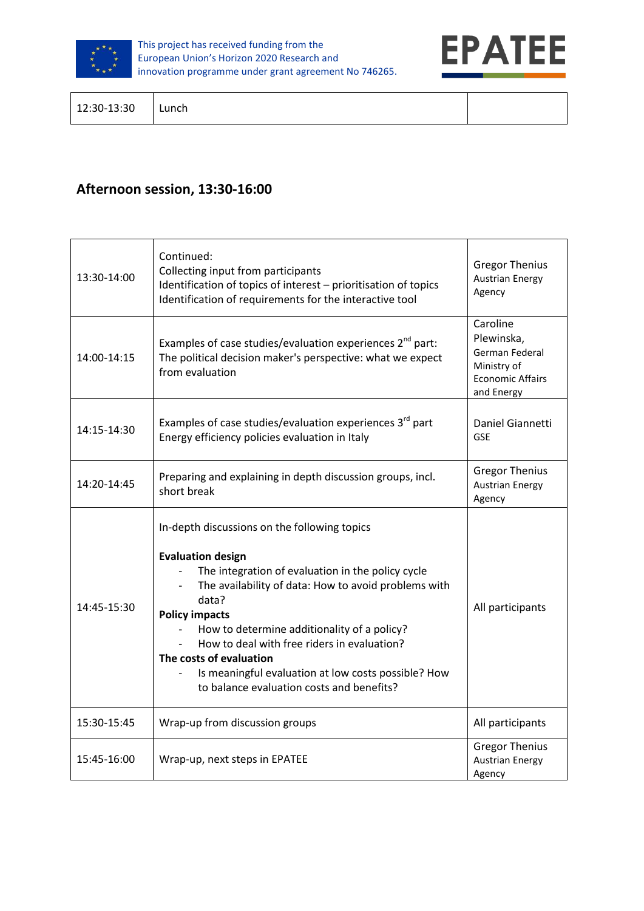| | | |
|---|---|---|
| 12:30-13:30 | Lunch | |

## Afternoon session, 13:30-16:00

| | | |
|---|---|---|
| 13:30-14:00 | Continued:<br>Collecting input from participants<br>Identification of topics of interest – prioritisation of topics<br>Identification of requirements for the interactive tool | Gregor Thenius<br>Austrian Energy Agency |
| 14:00-14:15 | Examples of case studies/evaluation experiences 2nd part:<br>The political decision maker's perspective: what we expect from evaluation | Caroline Plewinska,<br>German Federal Ministry of Economic Affairs and Energy |
| 14:15-14:30 | Examples of case studies/evaluation experiences 3rd part<br>Energy efficiency policies evaluation in Italy | Daniel Giannetti<br>GSE |
| 14:20-14:45 | Preparing and explaining in depth discussion groups, incl. short break | Gregor Thenius<br>Austrian Energy Agency |
| 14:45-15:30 | In-depth discussions on the following topics<br><br>**Evaluation design**<br>- The integration of evaluation in the policy cycle<br>- The availability of data: How to avoid problems with data?<br>**Policy impacts**<br>- How to determine additionality of a policy?<br>- How to deal with free riders in evaluation?<br>**The costs of evaluation**<br>- Is meaningful evaluation at low costs possible? How to balance evaluation costs and benefits? | All participants |
| 15:30-15:45 | Wrap-up from discussion groups | All participants |
| 15:45-16:00 | Wrap-up, next steps in EPATEE | Gregor Thenius<br>Austrian Energy Agency |